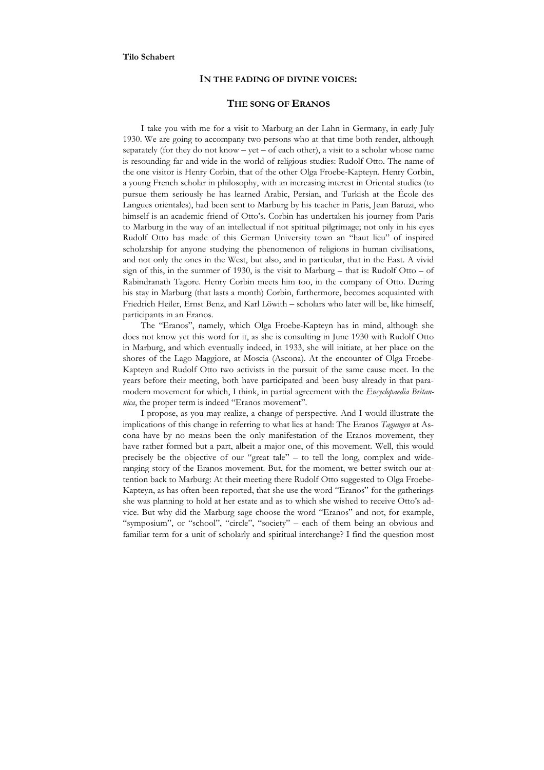**Tilo Schabert**

## IN THE FADING OF DIVINE VOICES:

## THE SONG OF ERANOS

I take you with me for a visit to Marburg an der Lahn in Germany, in early July 1930. We are going to accompany two persons who at that time both render, although separately (for they do not know – yet – of each other), a visit to a scholar whose name is resounding far and wide in the world of religious studies: Rudolf Otto. The name of the one visitor is Henry Corbin, that of the other Olga Froebe-Kapteyn. Henry Corbin, a young French scholar in philosophy, with an increasing interest in Oriental studies (to pursue them seriously he has learned Arabic, Persian, and Turkish at the École des Langues orientales), had been sent to Marburg by his teacher in Paris, Jean Baruzi, who himself is an academic friend of Otto's. Corbin has undertaken his journey from Paris to Marburg in the way of an intellectual if not spiritual pilgrimage; not only in his eyes Rudolf Otto has made of this German University town an "haut lieu" of inspired scholarship for anyone studying the phenomenon of religions in human civilisations, and not only the ones in the West, but also, and in particular, that in the East. A vivid sign of this, in the summer of 1930, is the visit to Marburg – that is: Rudolf Otto – of Rabindranath Tagore. Henry Corbin meets him too, in the company of Otto. During his stay in Marburg (that lasts a month) Corbin, furthermore, becomes acquainted with Friedrich Heiler, Ernst Benz, and Karl Löwith – scholars who later will be, like himself, participants in an Eranos.

The "Eranos", namely, which Olga Froebe-Kapteyn has in mind, although she does not know yet this word for it, as she is consulting in June 1930 with Rudolf Otto in Marburg, and which eventually indeed, in 1933, she will initiate, at her place on the shores of the Lago Maggiore, at Moscia (Ascona). At the encounter of Olga Froebe-Kapteyn and Rudolf Otto two activists in the pursuit of the same cause meet. In the years before their meeting, both have participated and been busy already in that para-modern movement for which, I think, in partial agreement with the *Encyclopaedia Britannica*, the proper term is indeed "Eranos movement".

I propose, as you may realize, a change of perspective. And I would illustrate the implications of this change in referring to what lies at hand: The Eranos *Tagungen* at Ascona have by no means been the only manifestation of the Eranos movement, they have rather formed but a part, albeit a major one, of this movement. Well, this would precisely be the objective of our "great tale" – to tell the long, complex and wide-ranging story of the Eranos movement. But, for the moment, we better switch our attention back to Marburg: At their meeting there Rudolf Otto suggested to Olga Froebe-Kapteyn, as has often been reported, that she use the word "Eranos" for the gatherings she was planning to hold at her estate and as to which she wished to receive Otto's advice. But why did the Marburg sage choose the word "Eranos" and not, for example, "symposium", or "school", "circle", "society" – each of them being an obvious and familiar term for a unit of scholarly and spiritual interchange? I find the question most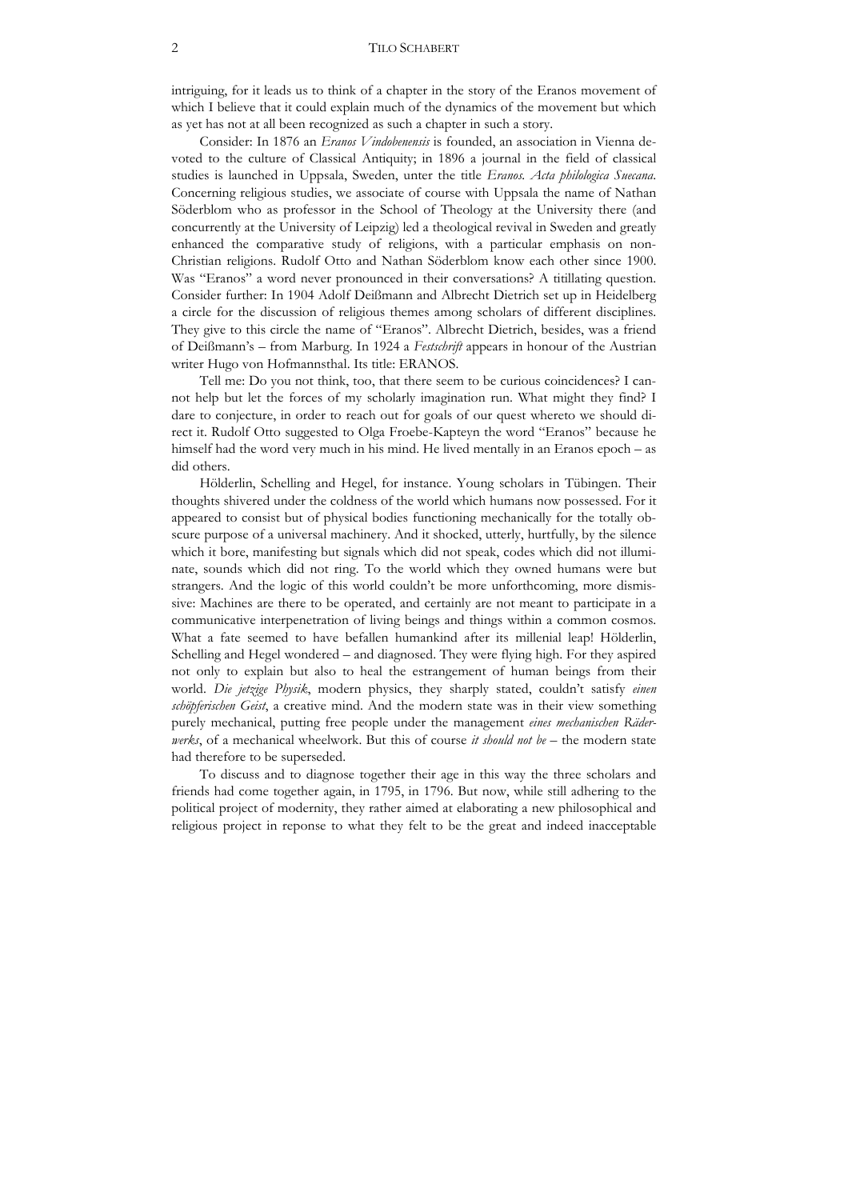intriguing, for it leads us to think of a chapter in the story of the Eranos movement of which I believe that it could explain much of the dynamics of the movement but which as yet has not at all been recognized as such a chapter in such a story.

Consider: In 1876 an *Eranos Vindobenensis* is founded, an association in Vienna devoted to the culture of Classical Antiquity; in 1896 a journal in the field of classical studies is launched in Uppsala, Sweden, unter the title *Eranos. Acta philologica Suecana*. Concerning religious studies, we associate of course with Uppsala the name of Nathan Söderblom who as professor in the School of Theology at the University there (and concurrently at the University of Leipzig) led a theological revival in Sweden and greatly enhanced the comparative study of religions, with a particular emphasis on non-Christian religions. Rudolf Otto and Nathan Söderblom know each other since 1900. Was "Eranos" a word never pronounced in their conversations? A titillating question. Consider further: In 1904 Adolf Deißmann and Albrecht Dietrich set up in Heidelberg a circle for the discussion of religious themes among scholars of different disciplines. They give to this circle the name of "Eranos". Albrecht Dietrich, besides, was a friend of Deißmann's – from Marburg. In 1924 a *Festschrift* appears in honour of the Austrian writer Hugo von Hofmannsthal. Its title: ERANOS.

Tell me: Do you not think, too, that there seem to be curious coincidences? I cannot help but let the forces of my scholarly imagination run. What might they find? I dare to conjecture, in order to reach out for goals of our quest whereto we should direct it. Rudolf Otto suggested to Olga Froebe-Kapteyn the word "Eranos" because he himself had the word very much in his mind. He lived mentally in an Eranos epoch – as did others.

Hölderlin, Schelling and Hegel, for instance. Young scholars in Tübingen. Their thoughts shivered under the coldness of the world which humans now possessed. For it appeared to consist but of physical bodies functioning mechanically for the totally obscure purpose of a universal machinery. And it shocked, utterly, hurtfully, by the silence which it bore, manifesting but signals which did not speak, codes which did not illuminate, sounds which did not ring. To the world which they owned humans were but strangers. And the logic of this world couldn't be more unforthcoming, more dismissive: Machines are there to be operated, and certainly are not meant to participate in a communicative interpenetration of living beings and things within a common cosmos. What a fate seemed to have befallen humankind after its millenial leap! Hölderlin, Schelling and Hegel wondered – and diagnosed. They were flying high. For they aspired not only to explain but also to heal the estrangement of human beings from their world. *Die jetzige Physik*, modern physics, they sharply stated, couldn't satisfy *einen schöpferischen Geist*, a creative mind. And the modern state was in their view something purely mechanical, putting free people under the management *eines mechanischen Räderwerks*, of a mechanical wheelwork. But this of course *it should not be* – the modern state had therefore to be superseded.

To discuss and to diagnose together their age in this way the three scholars and friends had come together again, in 1795, in 1796. But now, while still adhering to the political project of modernity, they rather aimed at elaborating a new philosophical and religious project in reponse to what they felt to be the great and indeed inacceptable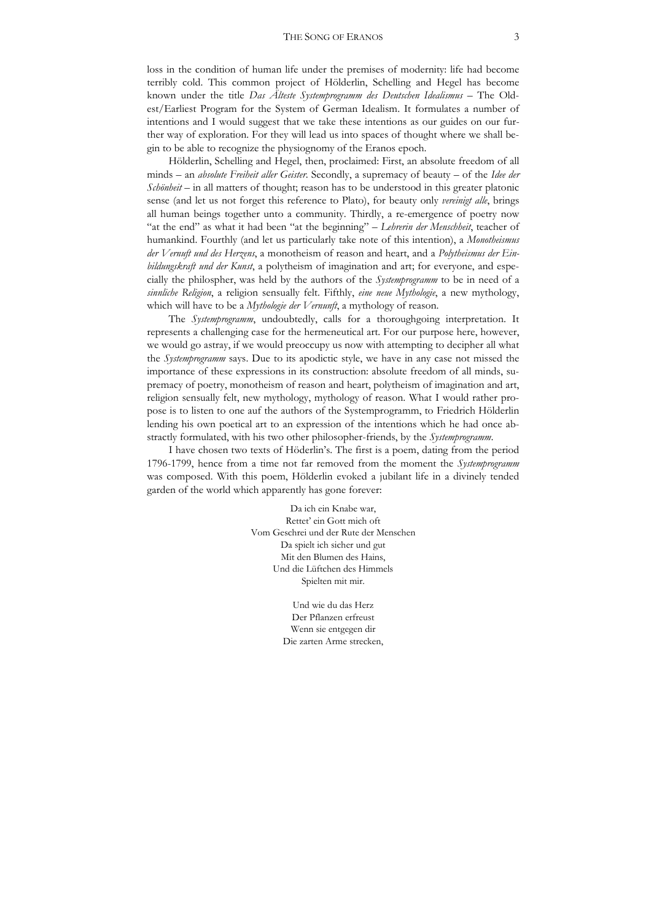loss in the condition of human life under the premises of modernity: life had become terribly cold. This common project of Hölderlin, Schelling and Hegel has become known under the title *Das Älteste Systemprogramm des Deutschen Idealismus* – The Oldest/Earliest Program for the System of German Idealism. It formulates a number of intentions and I would suggest that we take these intentions as our guides on our further way of exploration. For they will lead us into spaces of thought where we shall begin to be able to recognize the physiognomy of the Eranos epoch.

Hölderlin, Schelling and Hegel, then, proclaimed: First, an absolute freedom of all minds – an *absolute Freiheit aller Geister*. Secondly, a supremacy of beauty – of the *Idee der Schönheit* – in all matters of thought; reason has to be understood in this greater platonic sense (and let us not forget this reference to Plato), for beauty only *vereinigt alle*, brings all human beings together unto a community. Thirdly, a re-emergence of poetry now "at the end" as what it had been "at the beginning" – *Lehrerin der Menschheit*, teacher of humankind. Fourthly (and let us particularly take note of this intention), a *Monotheismus der Vernuft und des Herzens*, a monotheism of reason and heart, and a *Polytheismus der Einbildungskraft und der Kunst*, a polytheism of imagination and art; for everyone, and especially the philospher, was held by the authors of the *Systemprogramm* to be in need of a *sinnliche Religion*, a religion sensually felt. Fifthly, *eine neue Mythologie*, a new mythology, which will have to be a *Mythologie der Vernunft*, a mythology of reason.

The *Systemprogramm*, undoubtedly, calls for a thoroughgoing interpretation. It represents a challenging case for the hermeneutical art. For our purpose here, however, we would go astray, if we would preoccupy us now with attempting to decipher all what the *Systemprogramm* says. Due to its apodictic style, we have in any case not missed the importance of these expressions in its construction: absolute freedom of all minds, supremacy of poetry, monotheism of reason and heart, polytheism of imagination and art, religion sensually felt, new mythology, mythology of reason. What I would rather propose is to listen to one auf the authors of the Systemprogramm, to Friedrich Hölderlin lending his own poetical art to an expression of the intentions which he had once abstractly formulated, with his two other philosopher-friends, by the *Systemprogramm*.

I have chosen two texts of Höderlin's. The first is a poem, dating from the period 1796-1799, hence from a time not far removed from the moment the *Systemprogramm* was composed. With this poem, Hölderlin evoked a jubilant life in a divinely tended garden of the world which apparently has gone forever:

Da ich ein Knabe war,
Rettet' ein Gott mich oft
Vom Geschrei und der Rute der Menschen
Da spielt ich sicher und gut
Mit den Blumen des Hains,
Und die Lüftchen des Himmels
Spielten mit mir.

Und wie du das Herz
Der Pflanzen erfreust
Wenn sie entgegen dir
Die zarten Arme strecken,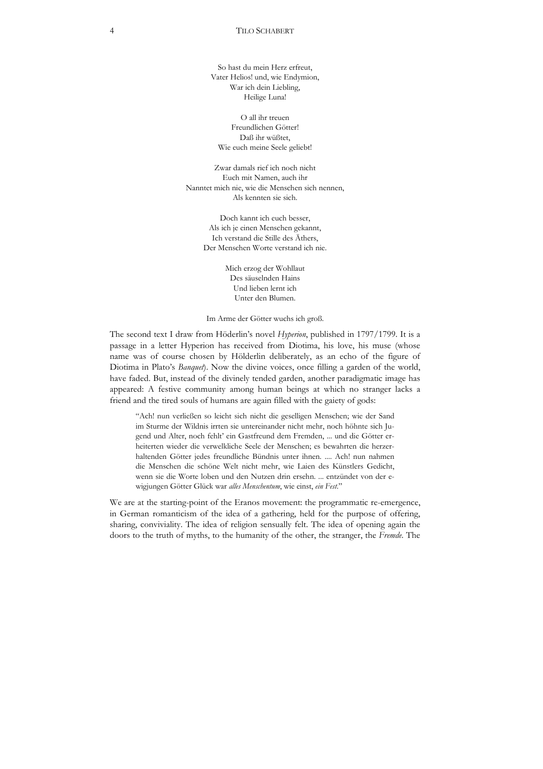So hast du mein Herz erfreut,  
Vater Helios! und, wie Endymion,  
War ich dein Liebling,  
Heilige Luna!

O all ihr treuen  
Freundlichen Götter!  
Daß ihr wüßtet,  
Wie euch meine Seele geliebt!

Zwar damals rief ich noch nicht  
Euch mit Namen, auch ihr  
Nanntet mich nie, wie die Menschen sich nennen,  
Als kennten sie sich.

Doch kannt ich euch besser,  
Als ich je einen Menschen gekannt,  
Ich verstand die Stille des Äthers,  
Der Menschen Worte verstand ich nie.

Mich erzog der Wohllaut  
Des säuselnden Hains  
Und lieben lernt ich  
Unter den Blumen.

Im Arme der Götter wuchs ich groß.

The second text I draw from Höderlin's novel *Hyperion*, published in 1797/1799. It is a passage in a letter Hyperion has received from Diotima, his love, his muse (whose name was of course chosen by Hölderlin deliberately, as an echo of the figure of Diotima in Plato's *Banquet*). Now the divine voices, once filling a garden of the world, have faded. But, instead of the divinely tended garden, another paradigmatic image has appeared: A festive community among human beings at which no stranger lacks a friend and the tired souls of humans are again filled with the gaiety of gods:

> "Ach! nun verließen so leicht sich nicht die geselligen Menschen; wie der Sand im Sturme der Wildnis irrten sie untereinander nicht mehr, noch höhnte sich Jugend und Alter, noch fehlt' ein Gastfreund dem Fremden, ... und die Götter erheiterten wieder die verwelkliche Seele der Menschen; es bewahrten die herzerhaltenden Götter jedes freundliche Bündnis unter ihnen. .... Ach! nun nahmen die Menschen die schöne Welt nicht mehr, wie Laien des Künstlers Gedicht, wenn sie die Worte loben und den Nutzen drin ersehn. ... entzündet von der ewigjungen Götter Glück war *alles Menschentum*, wie einst, *ein Fest*."

We are at the starting-point of the Eranos movement: the programmatic re-emergence, in German romanticism of the idea of a gathering, held for the purpose of offering, sharing, conviviality. The idea of religion sensually felt. The idea of opening again the doors to the truth of myths, to the humanity of the other, the stranger, the *Fremde*. The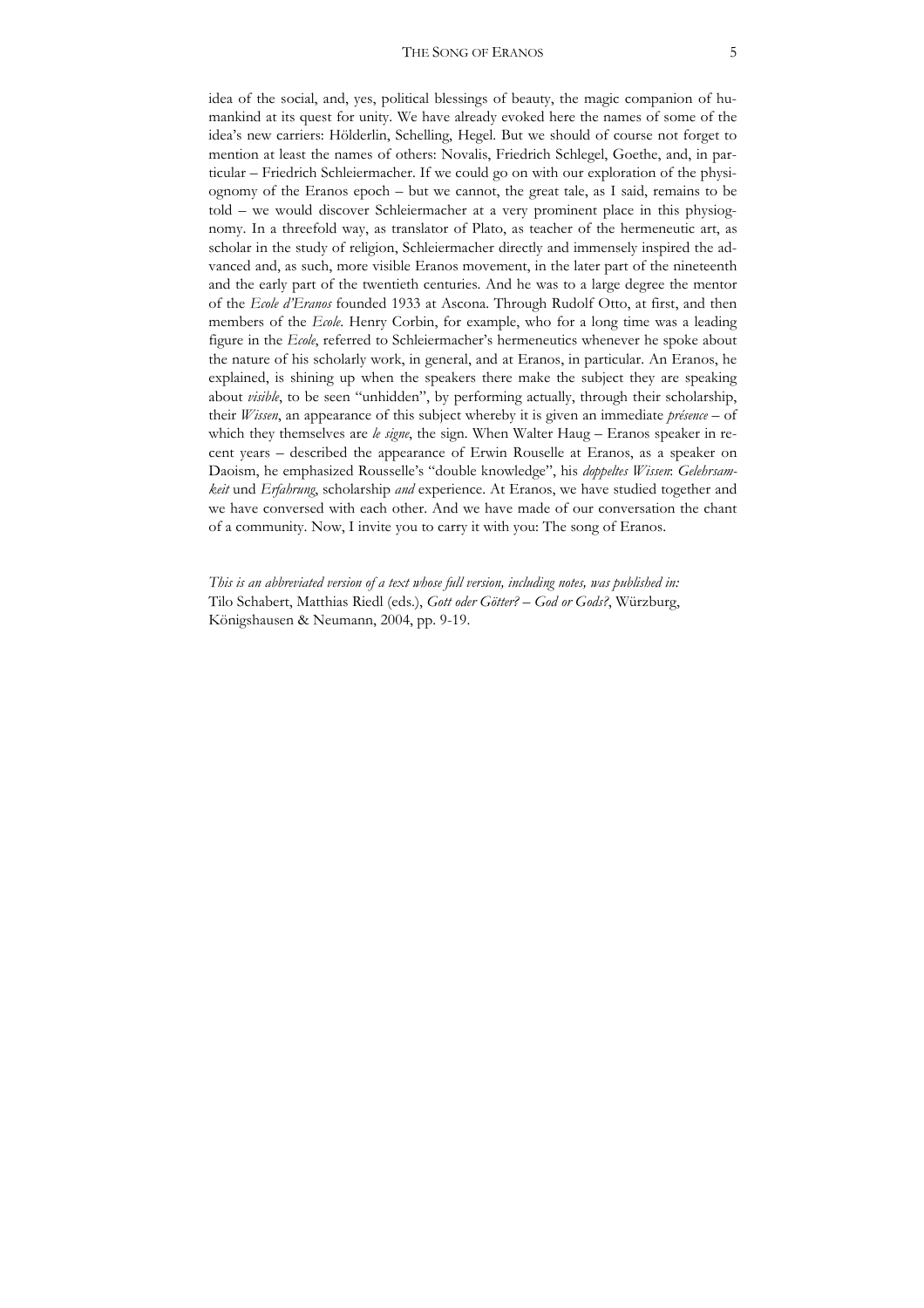idea of the social, and, yes, political blessings of beauty, the magic companion of humankind at its quest for unity. We have already evoked here the names of some of the idea's new carriers: Hölderlin, Schelling, Hegel. But we should of course not forget to mention at least the names of others: Novalis, Friedrich Schlegel, Goethe, and, in particular – Friedrich Schleiermacher. If we could go on with our exploration of the physiognomy of the Eranos epoch – but we cannot, the great tale, as I said, remains to be told – we would discover Schleiermacher at a very prominent place in this physiognomy. In a threefold way, as translator of Plato, as teacher of the hermeneutic art, as scholar in the study of religion, Schleiermacher directly and immensely inspired the advanced and, as such, more visible Eranos movement, in the later part of the nineteenth and the early part of the twentieth centuries. And he was to a large degree the mentor of the *Ecole d'Eranos* founded 1933 at Ascona. Through Rudolf Otto, at first, and then members of the *Ecole*. Henry Corbin, for example, who for a long time was a leading figure in the *Ecole*, referred to Schleiermacher's hermeneutics whenever he spoke about the nature of his scholarly work, in general, and at Eranos, in particular. An Eranos, he explained, is shining up when the speakers there make the subject they are speaking about *visible*, to be seen "unhidden", by performing actually, through their scholarship, their *Wissen*, an appearance of this subject whereby it is given an immediate *présence* – of which they themselves are *le signe*, the sign. When Walter Haug – Eranos speaker in recent years – described the appearance of Erwin Rouselle at Eranos, as a speaker on Daoism, he emphasized Rousselle's "double knowledge", his *doppeltes Wissen*: *Gelehrsamkeit* und *Erfahrung*, scholarship *and* experience. At Eranos, we have studied together and we have conversed with each other. And we have made of our conversation the chant of a community. Now, I invite you to carry it with you: The song of Eranos.

*This is an abbreviated version of a text whose full version, including notes, was published in:*
Tilo Schabert, Matthias Riedl (eds.), *Gott oder Götter? – God or Gods?*, Würzburg, Königshausen & Neumann, 2004, pp. 9-19.